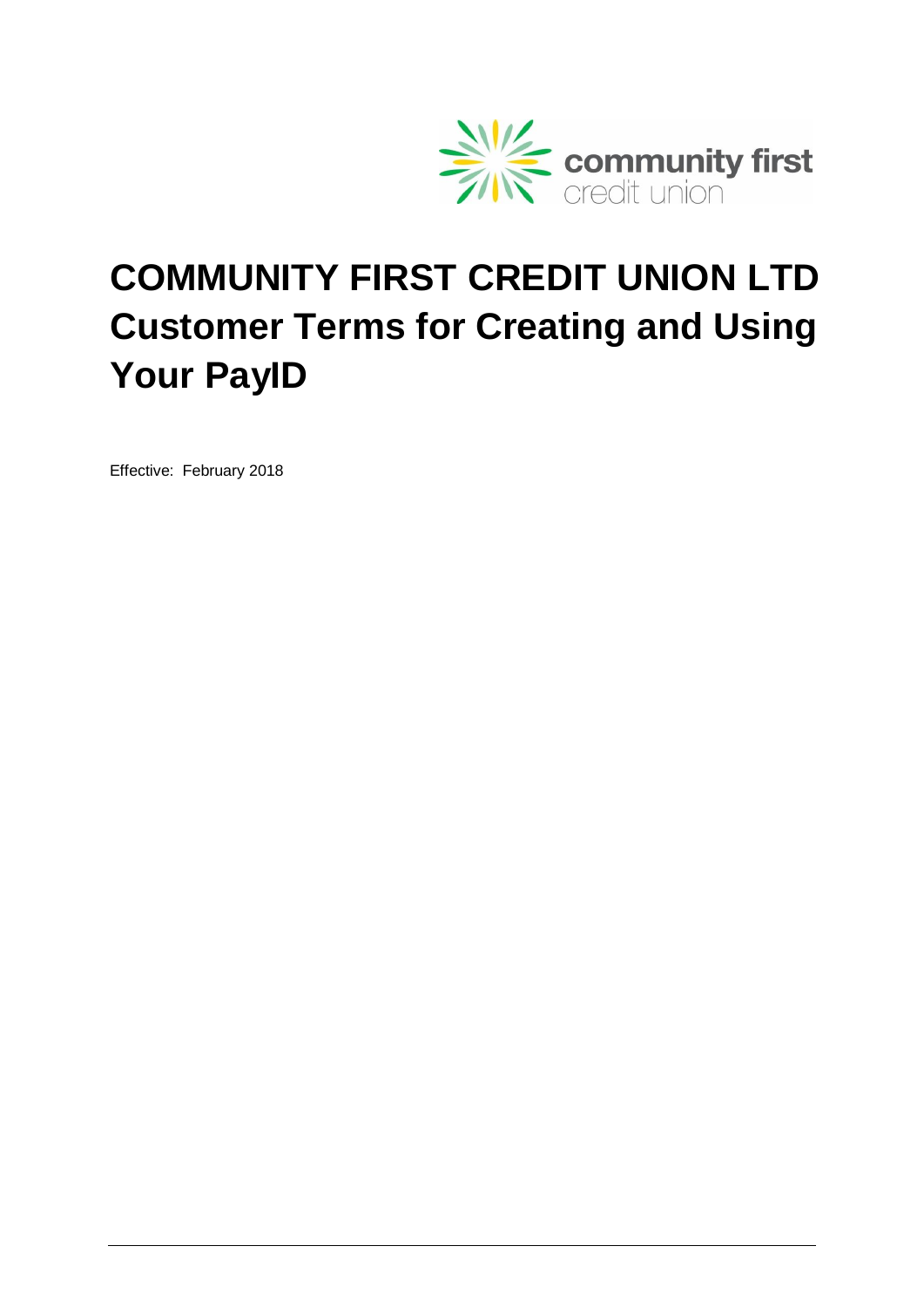# COMMUNITY FIRST CREDIT UNION LTD Customer Terms for Creating and Using Your PayID

Effective: February 2018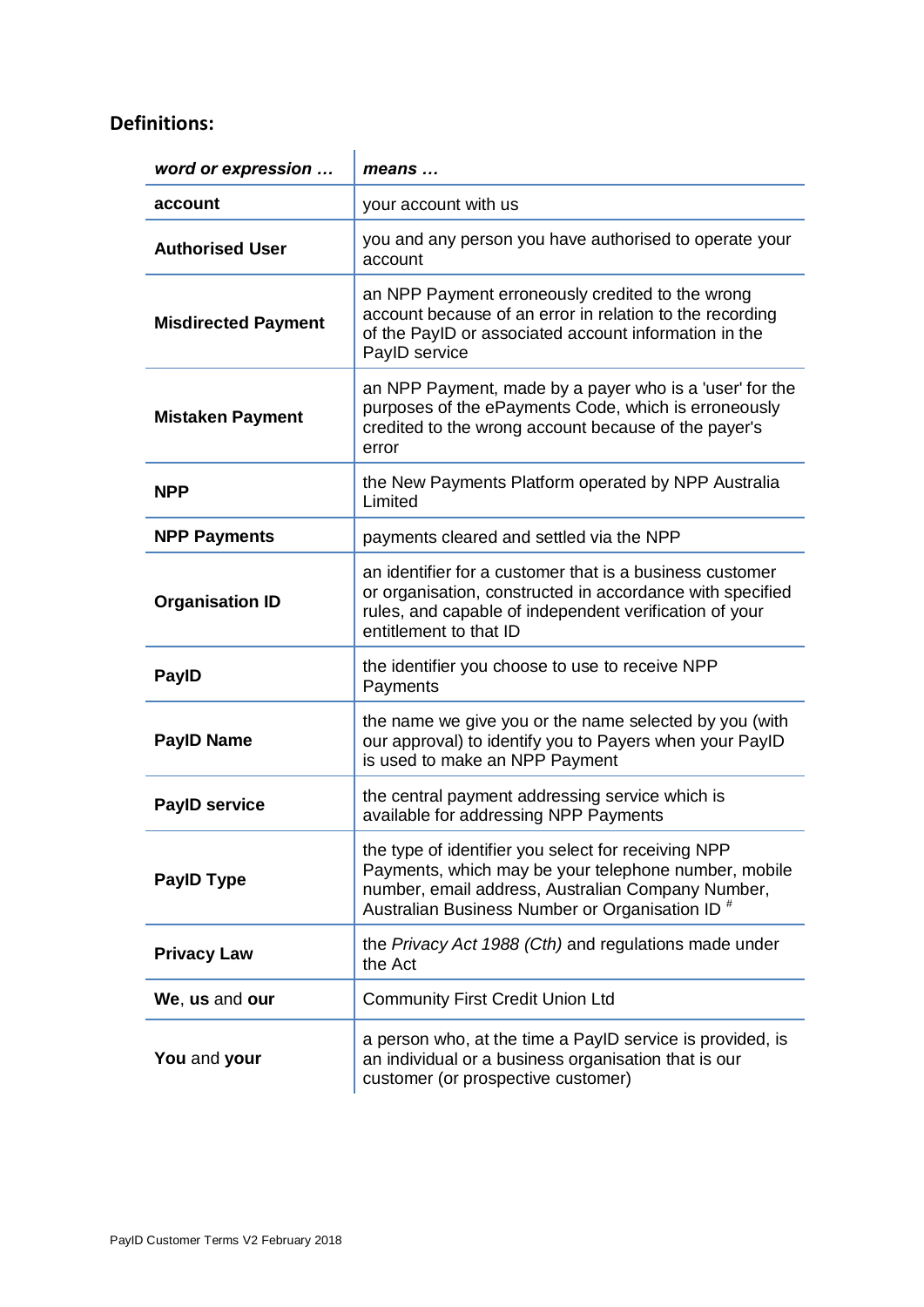## Definitions:

| ***word or expression …*** | ***means …*** |
|---|---|
| **account** | your account with us |
| **Authorised User** | you and any person you have authorised to operate your account |
| **Misdirected Payment** | an NPP Payment erroneously credited to the wrong account because of an error in relation to the recording of the PayID or associated account information in the PayID service |
| **Mistaken Payment** | an NPP Payment, made by a payer who is a 'user' for the purposes of the ePayments Code, which is erroneously credited to the wrong account because of the payer's error |
| **NPP** | the New Payments Platform operated by NPP Australia Limited |
| **NPP Payments** | payments cleared and settled via the NPP |
| **Organisation ID** | an identifier for a customer that is a business customer or organisation, constructed in accordance with specified rules, and capable of independent verification of your entitlement to that ID |
| **PayID** | the identifier you choose to use to receive NPP Payments |
| **PayID Name** | the name we give you or the name selected by you (with our approval) to identify you to Payers when your PayID is used to make an NPP Payment |
| **PayID service** | the central payment addressing service which is available for addressing NPP Payments |
| **PayID Type** | the type of identifier you select for receiving NPP Payments, which may be your telephone number, mobile number, email address, Australian Company Number, Australian Business Number or Organisation ID [#] |
| **Privacy Law** | the *Privacy Act 1988 (Cth)* and regulations made under the Act |
| **We**, **us** and **our** | Community First Credit Union Ltd |
| **You** and **your** | a person who, at the time a PayID service is provided, is an individual or a business organisation that is our customer (or prospective customer) |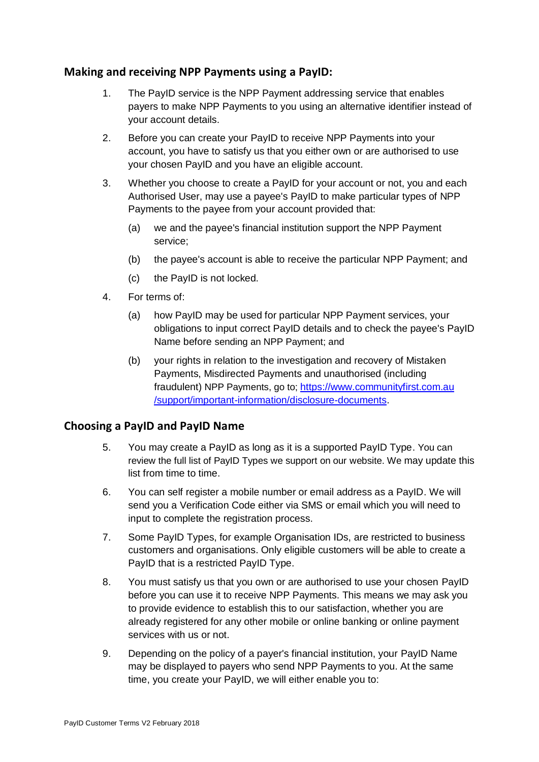## Making and receiving NPP Payments using a PayID:

1. The PayID service is the NPP Payment addressing service that enables payers to make NPP Payments to you using an alternative identifier instead of your account details.

2. Before you can create your PayID to receive NPP Payments into your account, you have to satisfy us that you either own or are authorised to use your chosen PayID and you have an eligible account.

3. Whether you choose to create a PayID for your account or not, you and each Authorised User, may use a payee's PayID to make particular types of NPP Payments to the payee from your account provided that:

   (a) we and the payee's financial institution support the NPP Payment service;

   (b) the payee's account is able to receive the particular NPP Payment; and

   (c) the PayID is not locked.

4. For terms of:

   (a) how PayID may be used for particular NPP Payment services, your obligations to input correct PayID details and to check the payee's PayID Name before sending an NPP Payment; and

   (b) your rights in relation to the investigation and recovery of Mistaken Payments, Misdirected Payments and unauthorised (including fraudulent) NPP Payments, go to; [https://www.communityfirst.com.au/support/important-information/disclosure-documents](https://www.communityfirst.com.au/support/important-information/disclosure-documents).

## Choosing a PayID and PayID Name

5. You may create a PayID as long as it is a supported PayID Type. You can review the full list of PayID Types we support on our website. We may update this list from time to time.

6. You can self register a mobile number or email address as a PayID. We will send you a Verification Code either via SMS or email which you will need to input to complete the registration process.

7. Some PayID Types, for example Organisation IDs, are restricted to business customers and organisations. Only eligible customers will be able to create a PayID that is a restricted PayID Type.

8. You must satisfy us that you own or are authorised to use your chosen PayID before you can use it to receive NPP Payments. This means we may ask you to provide evidence to establish this to our satisfaction, whether you are already registered for any other mobile or online banking or online payment services with us or not.

9. Depending on the policy of a payer's financial institution, your PayID Name may be displayed to payers who send NPP Payments to you. At the same time, you create your PayID, we will either enable you to: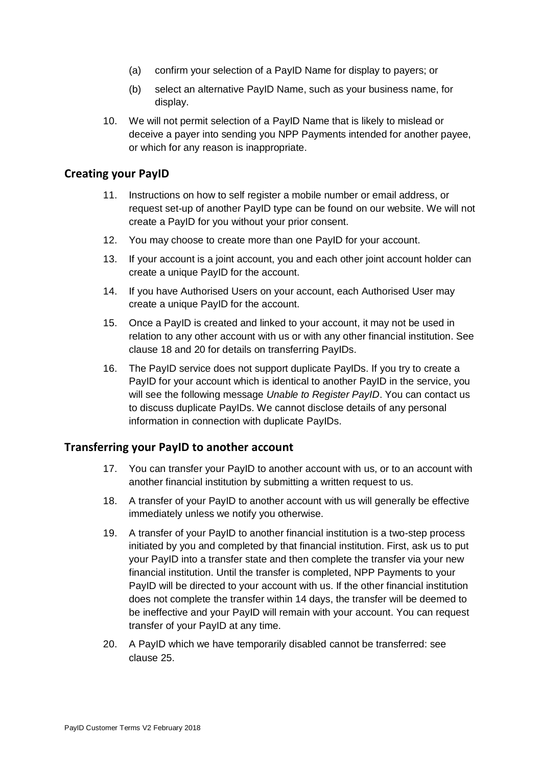(a) confirm your selection of a PayID Name for display to payers; or

(b) select an alternative PayID Name, such as your business name, for display.

10. We will not permit selection of a PayID Name that is likely to mislead or deceive a payer into sending you NPP Payments intended for another payee, or which for any reason is inappropriate.

## Creating your PayID

11. Instructions on how to self register a mobile number or email address, or request set-up of another PayID type can be found on our website. We will not create a PayID for you without your prior consent.
12. You may choose to create more than one PayID for your account.
13. If your account is a joint account, you and each other joint account holder can create a unique PayID for the account.
14. If you have Authorised Users on your account, each Authorised User may create a unique PayID for the account.
15. Once a PayID is created and linked to your account, it may not be used in relation to any other account with us or with any other financial institution. See clause 18 and 20 for details on transferring PayIDs.
16. The PayID service does not support duplicate PayIDs. If you try to create a PayID for your account which is identical to another PayID in the service, you will see the following message *Unable to Register PayID*. You can contact us to discuss duplicate PayIDs. We cannot disclose details of any personal information in connection with duplicate PayIDs.

## Transferring your PayID to another account

17. You can transfer your PayID to another account with us, or to an account with another financial institution by submitting a written request to us.
18. A transfer of your PayID to another account with us will generally be effective immediately unless we notify you otherwise.
19. A transfer of your PayID to another financial institution is a two-step process initiated by you and completed by that financial institution. First, ask us to put your PayID into a transfer state and then complete the transfer via your new financial institution. Until the transfer is completed, NPP Payments to your PayID will be directed to your account with us. If the other financial institution does not complete the transfer within 14 days, the transfer will be deemed to be ineffective and your PayID will remain with your account. You can request transfer of your PayID at any time.
20. A PayID which we have temporarily disabled cannot be transferred: see clause 25.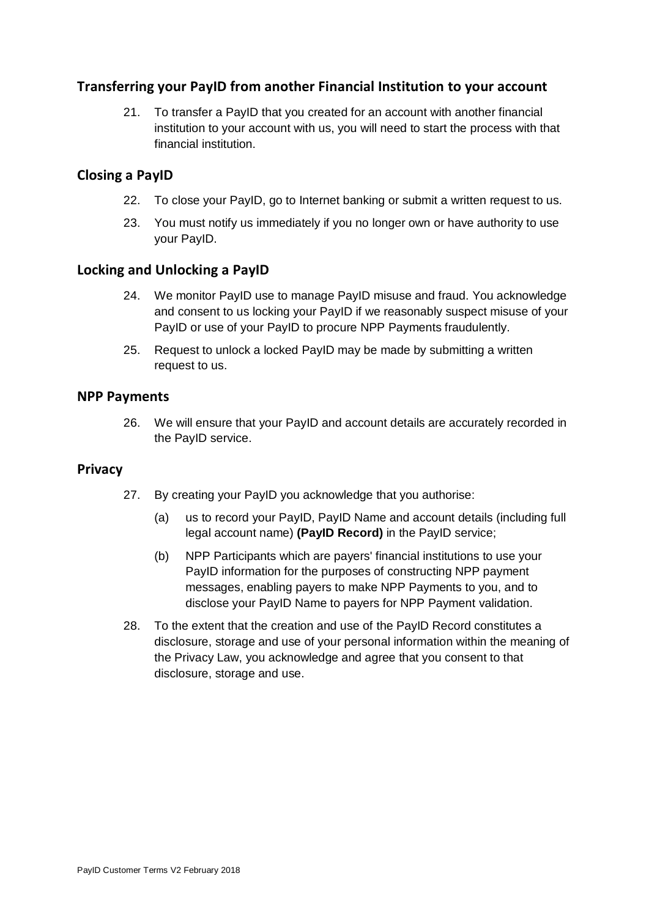## Transferring your PayID from another Financial Institution to your account

21. To transfer a PayID that you created for an account with another financial institution to your account with us, you will need to start the process with that financial institution.

## Closing a PayID

22. To close your PayID, go to Internet banking or submit a written request to us.

23. You must notify us immediately if you no longer own or have authority to use your PayID.

## Locking and Unlocking a PayID

24. We monitor PayID use to manage PayID misuse and fraud. You acknowledge and consent to us locking your PayID if we reasonably suspect misuse of your PayID or use of your PayID to procure NPP Payments fraudulently.

25. Request to unlock a locked PayID may be made by submitting a written request to us.

## NPP Payments

26. We will ensure that your PayID and account details are accurately recorded in the PayID service.

## Privacy

27. By creating your PayID you acknowledge that you authorise:

    (a) us to record your PayID, PayID Name and account details (including full legal account name) **(PayID Record)** in the PayID service;

    (b) NPP Participants which are payers' financial institutions to use your PayID information for the purposes of constructing NPP payment messages, enabling payers to make NPP Payments to you, and to disclose your PayID Name to payers for NPP Payment validation.

28. To the extent that the creation and use of the PayID Record constitutes a disclosure, storage and use of your personal information within the meaning of the Privacy Law, you acknowledge and agree that you consent to that disclosure, storage and use.